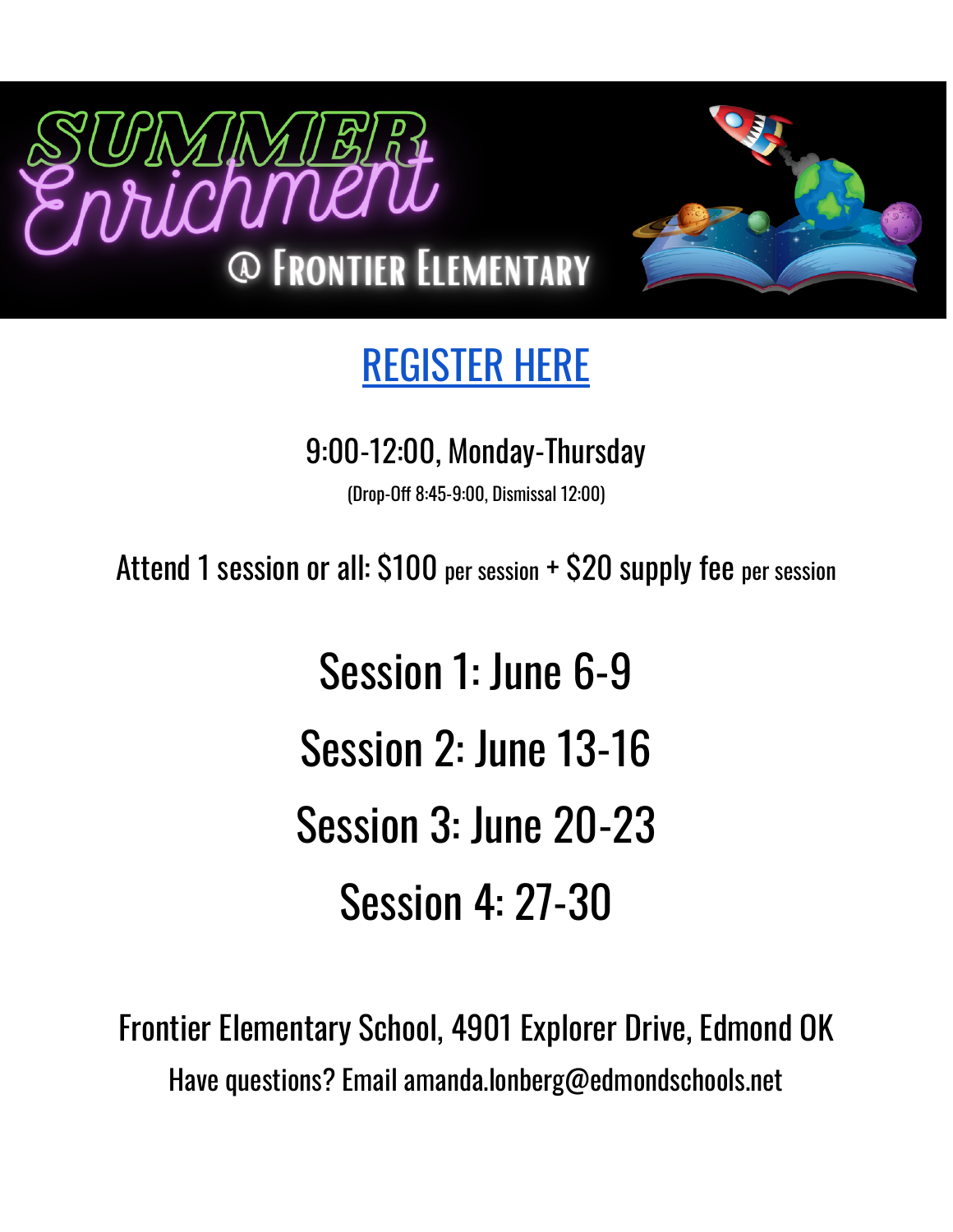# SUMMER Enrichment @ Frontier Elementary

REGISTER HERE

9:00-12:00, Monday-Thursday

(Drop-Off 8:45-9:00, Dismissal 12:00)

Attend 1 session or all: $100 per session + $20 supply fee per session

## Session 1: June 6-9

## Session 2: June 13-16

## Session 3: June 20-23

## Session 4: 27-30

Frontier Elementary School, 4901 Explorer Drive, Edmond OK

Have questions? Email amanda.lonberg@edmondschools.net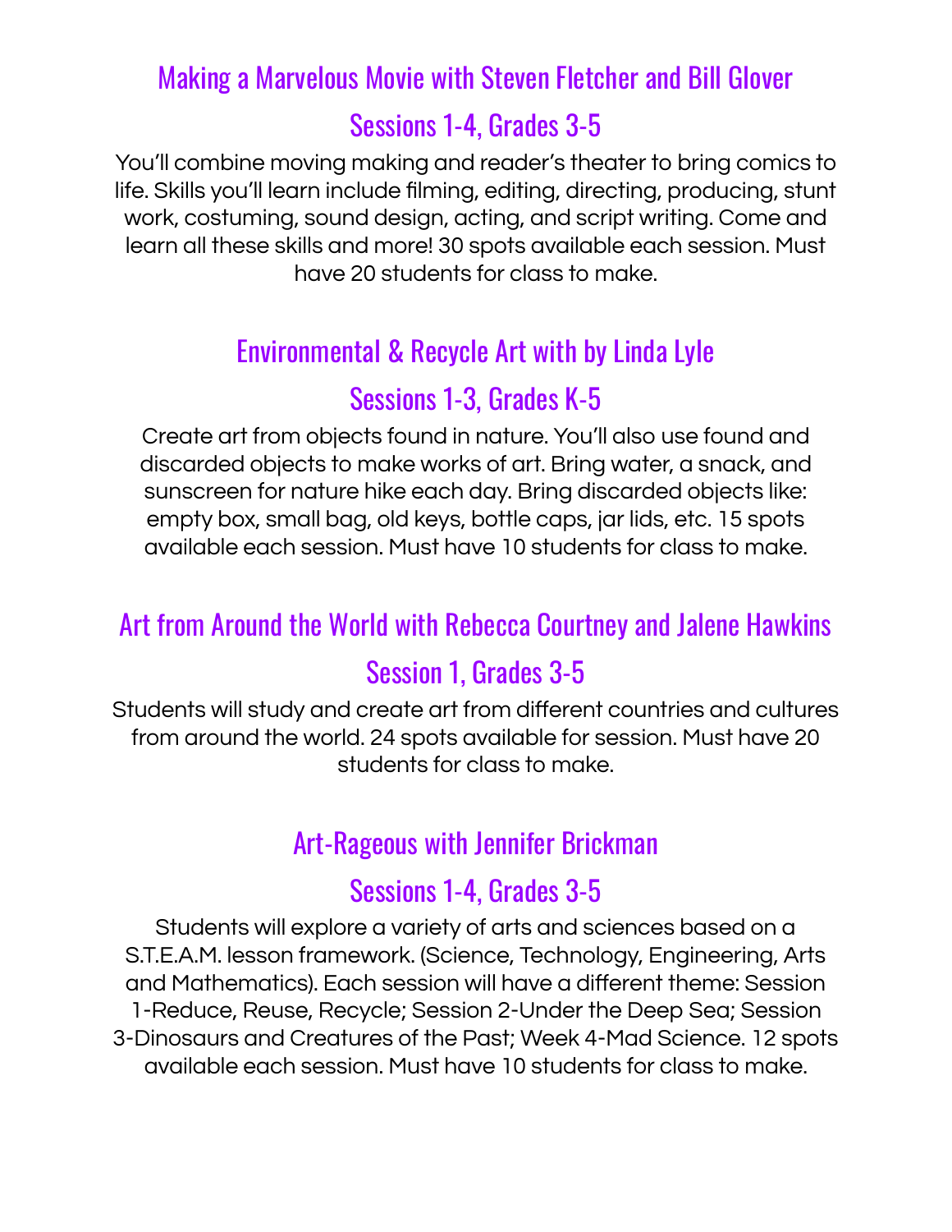## Making a Marvelous Movie with Steven Fletcher and Bill Glover

### Sessions 1-4, Grades 3-5

You'll combine moving making and reader's theater to bring comics to life. Skills you'll learn include filming, editing, directing, producing, stunt work, costuming, sound design, acting, and script writing. Come and learn all these skills and more! 30 spots available each session. Must have 20 students for class to make.

## Environmental & Recycle Art with by Linda Lyle

### Sessions 1-3, Grades K-5

Create art from objects found in nature. You'll also use found and discarded objects to make works of art. Bring water, a snack, and sunscreen for nature hike each day. Bring discarded objects like: empty box, small bag, old keys, bottle caps, jar lids, etc. 15 spots available each session. Must have 10 students for class to make.

## Art from Around the World with Rebecca Courtney and Jalene Hawkins

### Session 1, Grades 3-5

Students will study and create art from different countries and cultures from around the world. 24 spots available for session. Must have 20 students for class to make.

## Art-Rageous with Jennifer Brickman

### Sessions 1-4, Grades 3-5

Students will explore a variety of arts and sciences based on a S.T.E.A.M. lesson framework. (Science, Technology, Engineering, Arts and Mathematics). Each session will have a different theme: Session 1-Reduce, Reuse, Recycle; Session 2-Under the Deep Sea; Session 3-Dinosaurs and Creatures of the Past; Week 4-Mad Science. 12 spots available each session. Must have 10 students for class to make.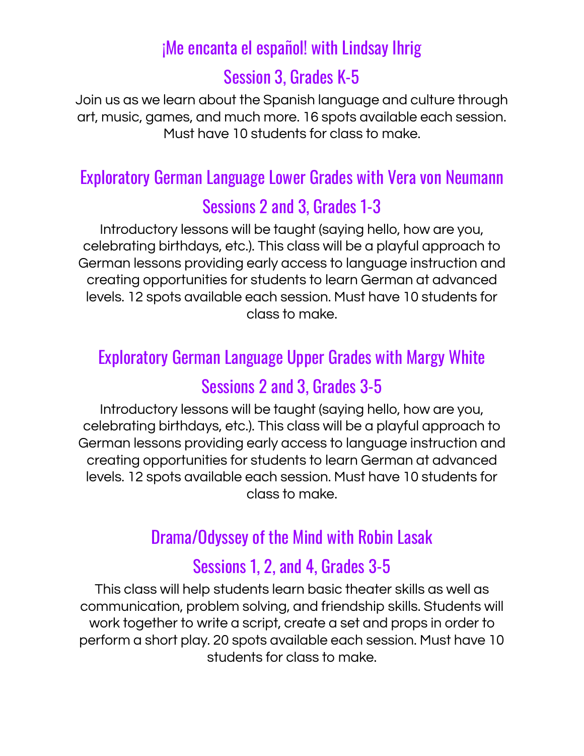## ¡Me encanta el español! with Lindsay Ihrig

### Session 3, Grades K-5

Join us as we learn about the Spanish language and culture through art, music, games, and much more. 16 spots available each session. Must have 10 students for class to make.

## Exploratory German Language Lower Grades with Vera von Neumann

### Sessions 2 and 3, Grades 1-3

Introductory lessons will be taught (saying hello, how are you, celebrating birthdays, etc.). This class will be a playful approach to German lessons providing early access to language instruction and creating opportunities for students to learn German at advanced levels. 12 spots available each session. Must have 10 students for class to make.

## Exploratory German Language Upper Grades with Margy White

### Sessions 2 and 3, Grades 3-5

Introductory lessons will be taught (saying hello, how are you, celebrating birthdays, etc.). This class will be a playful approach to German lessons providing early access to language instruction and creating opportunities for students to learn German at advanced levels. 12 spots available each session. Must have 10 students for class to make.

## Drama/Odyssey of the Mind with Robin Lasak

### Sessions 1, 2, and 4, Grades 3-5

This class will help students learn basic theater skills as well as communication, problem solving, and friendship skills. Students will work together to write a script, create a set and props in order to perform a short play. 20 spots available each session. Must have 10 students for class to make.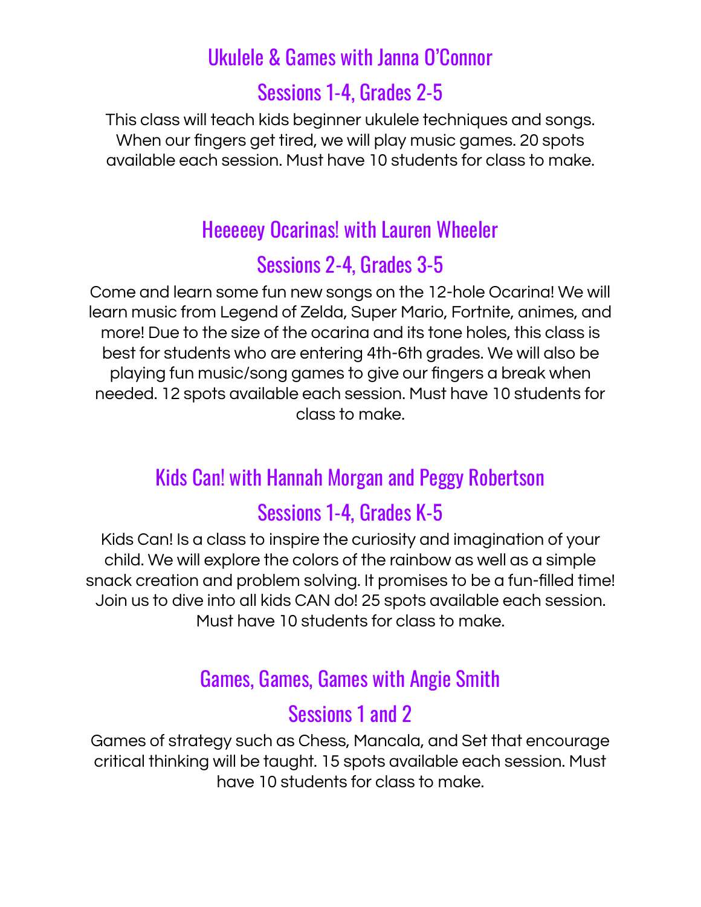## Ukulele & Games with Janna O'Connor

## Sessions 1-4, Grades 2-5

This class will teach kids beginner ukulele techniques and songs. When our fingers get tired, we will play music games. 20 spots available each session. Must have 10 students for class to make.

## Heeeeey Ocarinas! with Lauren Wheeler

## Sessions 2-4, Grades 3-5

Come and learn some fun new songs on the 12-hole Ocarina! We will learn music from Legend of Zelda, Super Mario, Fortnite, animes, and more! Due to the size of the ocarina and its tone holes, this class is best for students who are entering 4th-6th grades. We will also be playing fun music/song games to give our fingers a break when needed. 12 spots available each session. Must have 10 students for class to make.

## Kids Can! with Hannah Morgan and Peggy Robertson

## Sessions 1-4, Grades K-5

Kids Can! Is a class to inspire the curiosity and imagination of your child. We will explore the colors of the rainbow as well as a simple snack creation and problem solving. It promises to be a fun-filled time! Join us to dive into all kids CAN do! 25 spots available each session. Must have 10 students for class to make.

## Games, Games, Games with Angie Smith

## Sessions 1 and 2

Games of strategy such as Chess, Mancala, and Set that encourage critical thinking will be taught. 15 spots available each session. Must have 10 students for class to make.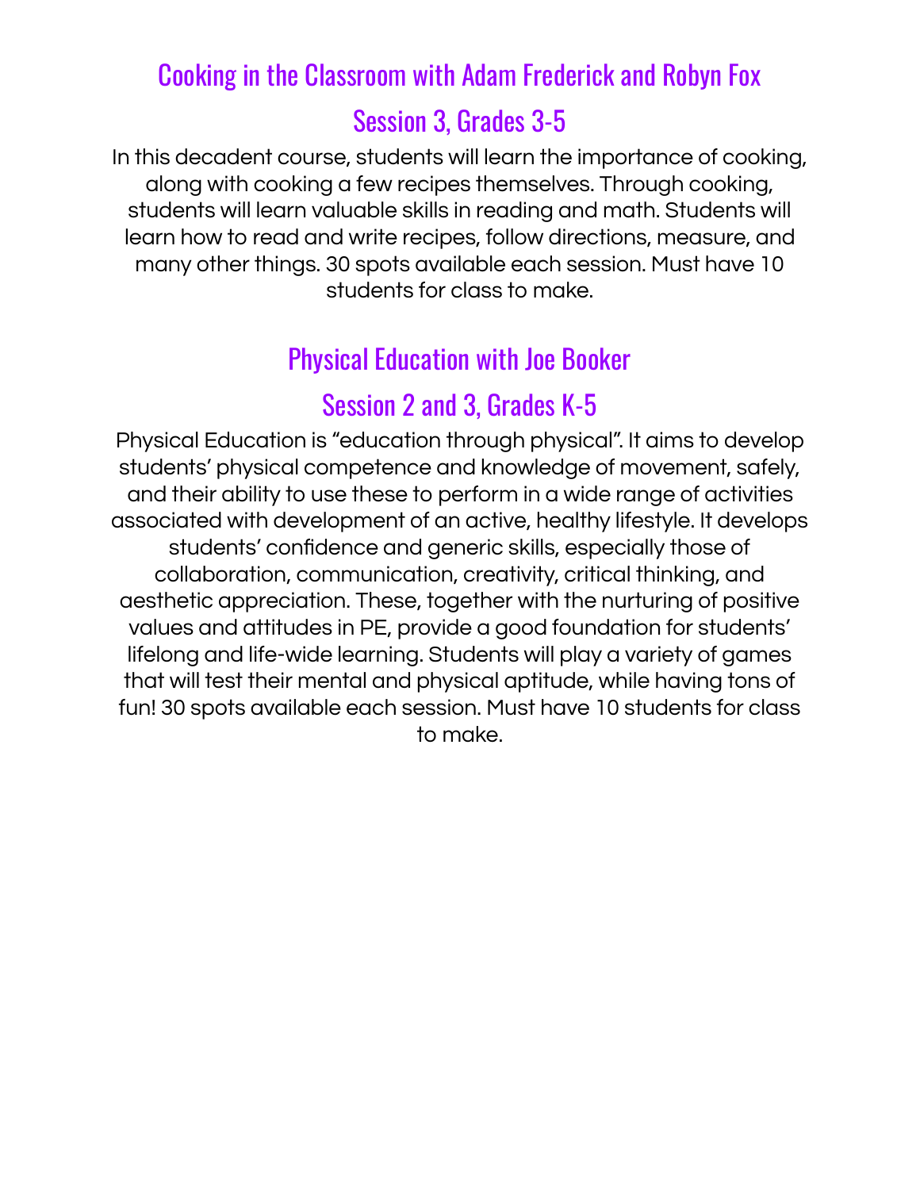## Cooking in the Classroom with Adam Frederick and Robyn Fox

### Session 3, Grades 3-5

In this decadent course, students will learn the importance of cooking, along with cooking a few recipes themselves. Through cooking, students will learn valuable skills in reading and math. Students will learn how to read and write recipes, follow directions, measure, and many other things. 30 spots available each session. Must have 10 students for class to make.

## Physical Education with Joe Booker

### Session 2 and 3, Grades K-5

Physical Education is "education through physical". It aims to develop students' physical competence and knowledge of movement, safely, and their ability to use these to perform in a wide range of activities associated with development of an active, healthy lifestyle. It develops students' confidence and generic skills, especially those of collaboration, communication, creativity, critical thinking, and aesthetic appreciation. These, together with the nurturing of positive values and attitudes in PE, provide a good foundation for students' lifelong and life-wide learning. Students will play a variety of games that will test their mental and physical aptitude, while having tons of fun! 30 spots available each session. Must have 10 students for class to make.